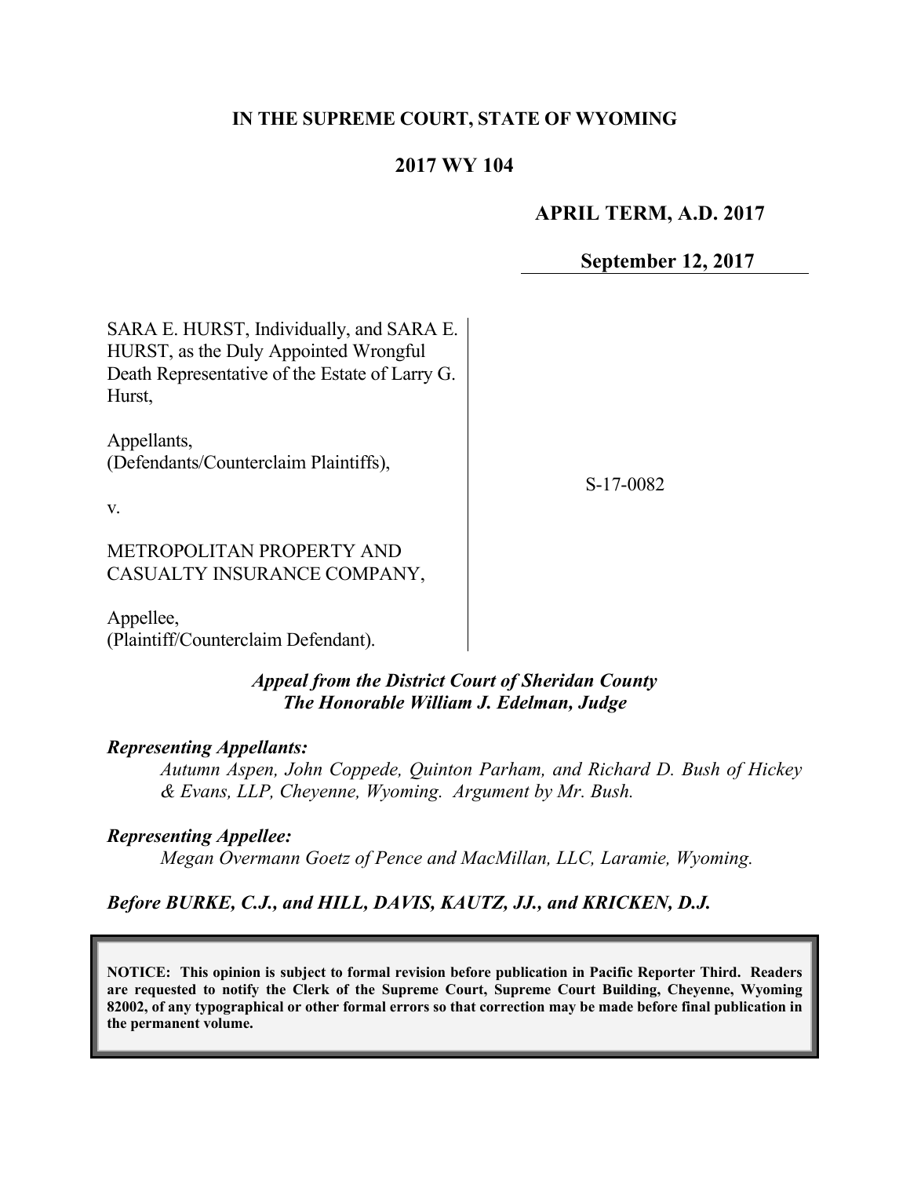**IN THE SUPREME COURT, STATE OF WYOMING**

**2017 WY 104**

**APRIL TERM, A.D. 2017**

**September 12, 2017**

SARA E. HURST, Individually, and SARA E. HURST, as the Duly Appointed Wrongful Death Representative of the Estate of Larry G. Hurst,

Appellants,
(Defendants/Counterclaim Plaintiffs),

v.

METROPOLITAN PROPERTY AND CASUALTY INSURANCE COMPANY,

Appellee,
(Plaintiff/Counterclaim Defendant).

S-17-0082

***Appeal from the District Court of Sheridan County***
***The Honorable William J. Edelman, Judge***

***Representing Appellants:***

*Autumn Aspen, John Coppede, Quinton Parham, and Richard D. Bush of Hickey & Evans, LLP, Cheyenne, Wyoming. Argument by Mr. Bush.*

***Representing Appellee:***

*Megan Overmann Goetz of Pence and MacMillan, LLC, Laramie, Wyoming.*

***Before BURKE, C.J., and HILL, DAVIS, KAUTZ, JJ., and KRICKEN, D.J.***

**NOTICE: This opinion is subject to formal revision before publication in Pacific Reporter Third. Readers are requested to notify the Clerk of the Supreme Court, Supreme Court Building, Cheyenne, Wyoming 82002, of any typographical or other formal errors so that correction may be made before final publication in the permanent volume.**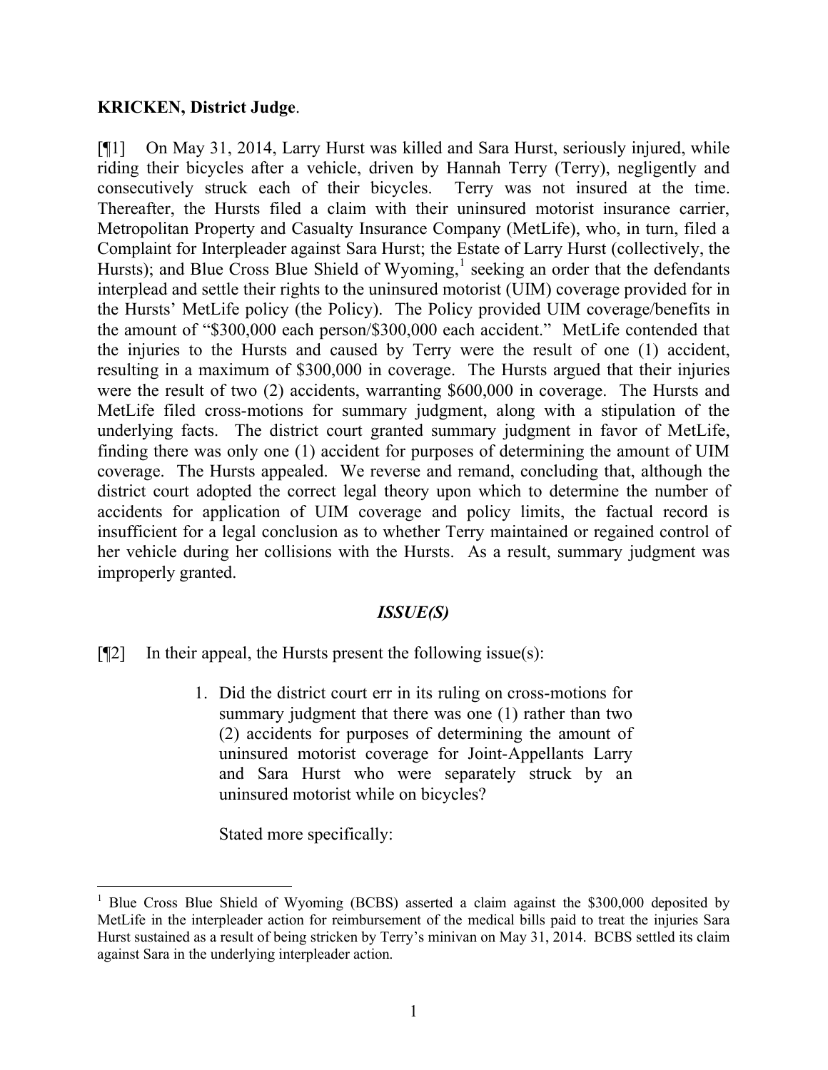**KRICKEN, District Judge**.

[¶1] On May 31, 2014, Larry Hurst was killed and Sara Hurst, seriously injured, while riding their bicycles after a vehicle, driven by Hannah Terry (Terry), negligently and consecutively struck each of their bicycles. Terry was not insured at the time. Thereafter, the Hursts filed a claim with their uninsured motorist insurance carrier, Metropolitan Property and Casualty Insurance Company (MetLife), who, in turn, filed a Complaint for Interpleader against Sara Hurst; the Estate of Larry Hurst (collectively, the Hursts); and Blue Cross Blue Shield of Wyoming,[1] seeking an order that the defendants interplead and settle their rights to the uninsured motorist (UIM) coverage provided for in the Hursts' MetLife policy (the Policy). The Policy provided UIM coverage/benefits in the amount of "$300,000 each person/$300,000 each accident." MetLife contended that the injuries to the Hursts and caused by Terry were the result of one (1) accident, resulting in a maximum of $300,000 in coverage. The Hursts argued that their injuries were the result of two (2) accidents, warranting $600,000 in coverage. The Hursts and MetLife filed cross-motions for summary judgment, along with a stipulation of the underlying facts. The district court granted summary judgment in favor of MetLife, finding there was only one (1) accident for purposes of determining the amount of UIM coverage. The Hursts appealed. We reverse and remand, concluding that, although the district court adopted the correct legal theory upon which to determine the number of accidents for application of UIM coverage and policy limits, the factual record is insufficient for a legal conclusion as to whether Terry maintained or regained control of her vehicle during her collisions with the Hursts. As a result, summary judgment was improperly granted.

## *ISSUE(S)*

[¶2] In their appeal, the Hursts present the following issue(s):

> 1. Did the district court err in its ruling on cross-motions for summary judgment that there was one (1) rather than two (2) accidents for purposes of determining the amount of uninsured motorist coverage for Joint-Appellants Larry and Sara Hurst who were separately struck by an uninsured motorist while on bicycles?
>
> Stated more specifically:

---

[1] Blue Cross Blue Shield of Wyoming (BCBS) asserted a claim against the $300,000 deposited by MetLife in the interpleader action for reimbursement of the medical bills paid to treat the injuries Sara Hurst sustained as a result of being stricken by Terry's minivan on May 31, 2014. BCBS settled its claim against Sara in the underlying interpleader action.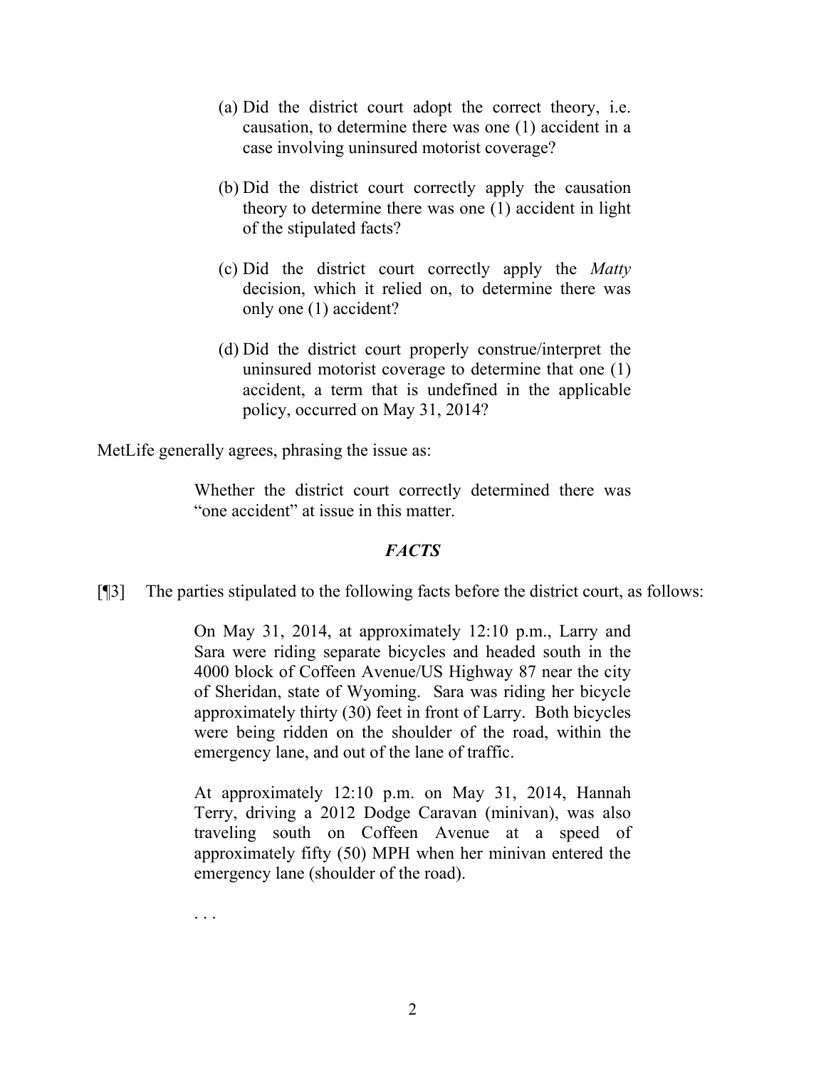> (a) Did the district court adopt the correct theory, i.e. causation, to determine there was one (1) accident in a case involving uninsured motorist coverage?
>
> (b) Did the district court correctly apply the causation theory to determine there was one (1) accident in light of the stipulated facts?
>
> (c) Did the district court correctly apply the *Matty* decision, which it relied on, to determine there was only one (1) accident?
>
> (d) Did the district court properly construe/interpret the uninsured motorist coverage to determine that one (1) accident, a term that is undefined in the applicable policy, occurred on May 31, 2014?

MetLife generally agrees, phrasing the issue as:

> Whether the district court correctly determined there was "one accident" at issue in this matter.

### *FACTS*

[¶3] The parties stipulated to the following facts before the district court, as follows:

> On May 31, 2014, at approximately 12:10 p.m., Larry and Sara were riding separate bicycles and headed south in the 4000 block of Coffeen Avenue/US Highway 87 near the city of Sheridan, state of Wyoming. Sara was riding her bicycle approximately thirty (30) feet in front of Larry. Both bicycles were being ridden on the shoulder of the road, within the emergency lane, and out of the lane of traffic.
>
> At approximately 12:10 p.m. on May 31, 2014, Hannah Terry, driving a 2012 Dodge Caravan (minivan), was also traveling south on Coffeen Avenue at a speed of approximately fifty (50) MPH when her minivan entered the emergency lane (shoulder of the road).
>
> . . .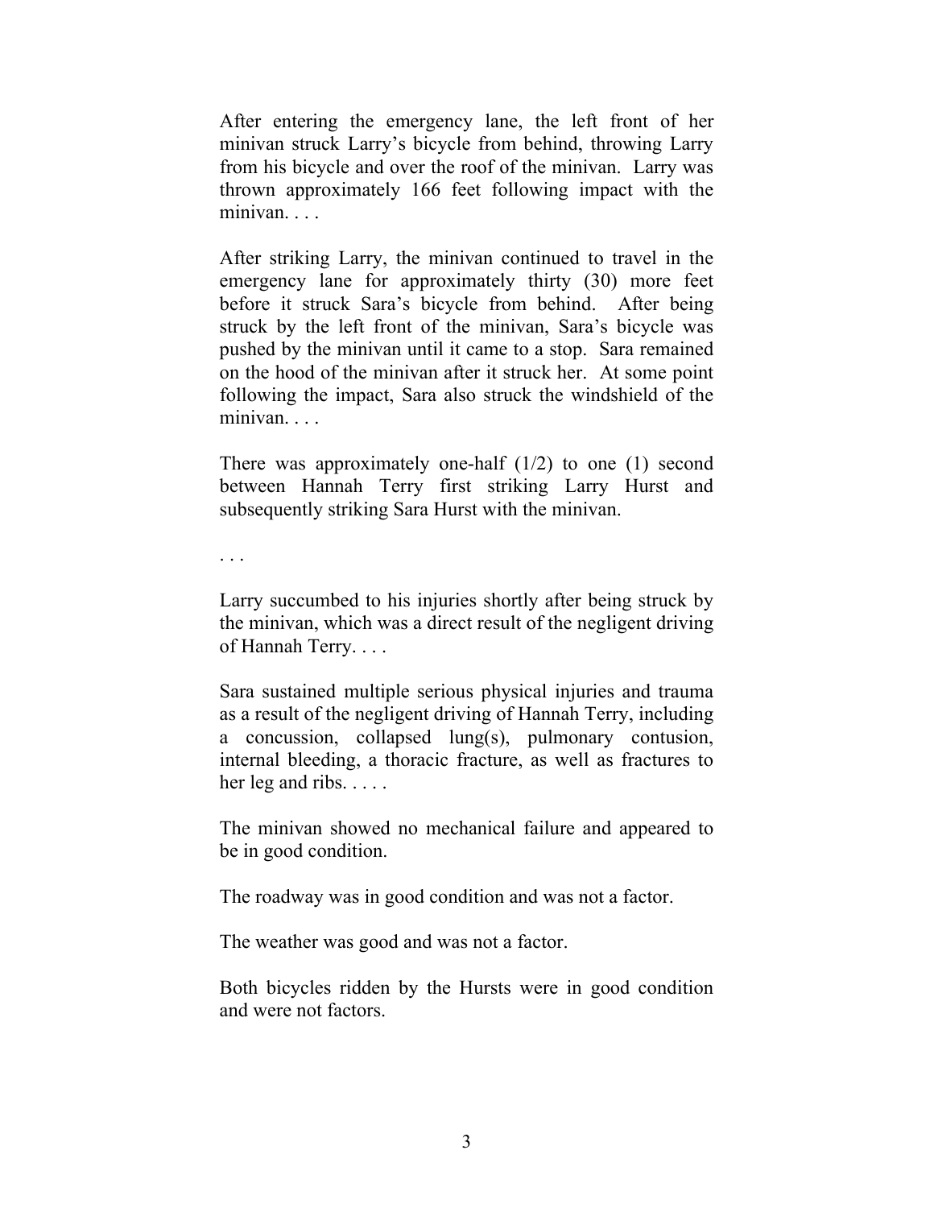After entering the emergency lane, the left front of her minivan struck Larry's bicycle from behind, throwing Larry from his bicycle and over the roof of the minivan. Larry was thrown approximately 166 feet following impact with the minivan. . . .

After striking Larry, the minivan continued to travel in the emergency lane for approximately thirty (30) more feet before it struck Sara's bicycle from behind. After being struck by the left front of the minivan, Sara's bicycle was pushed by the minivan until it came to a stop. Sara remained on the hood of the minivan after it struck her. At some point following the impact, Sara also struck the windshield of the minivan. . . .

There was approximately one-half (1/2) to one (1) second between Hannah Terry first striking Larry Hurst and subsequently striking Sara Hurst with the minivan.

. . .

Larry succumbed to his injuries shortly after being struck by the minivan, which was a direct result of the negligent driving of Hannah Terry. . . .

Sara sustained multiple serious physical injuries and trauma as a result of the negligent driving of Hannah Terry, including a concussion, collapsed lung(s), pulmonary contusion, internal bleeding, a thoracic fracture, as well as fractures to her leg and ribs. . . . .

The minivan showed no mechanical failure and appeared to be in good condition.

The roadway was in good condition and was not a factor.

The weather was good and was not a factor.

Both bicycles ridden by the Hursts were in good condition and were not factors.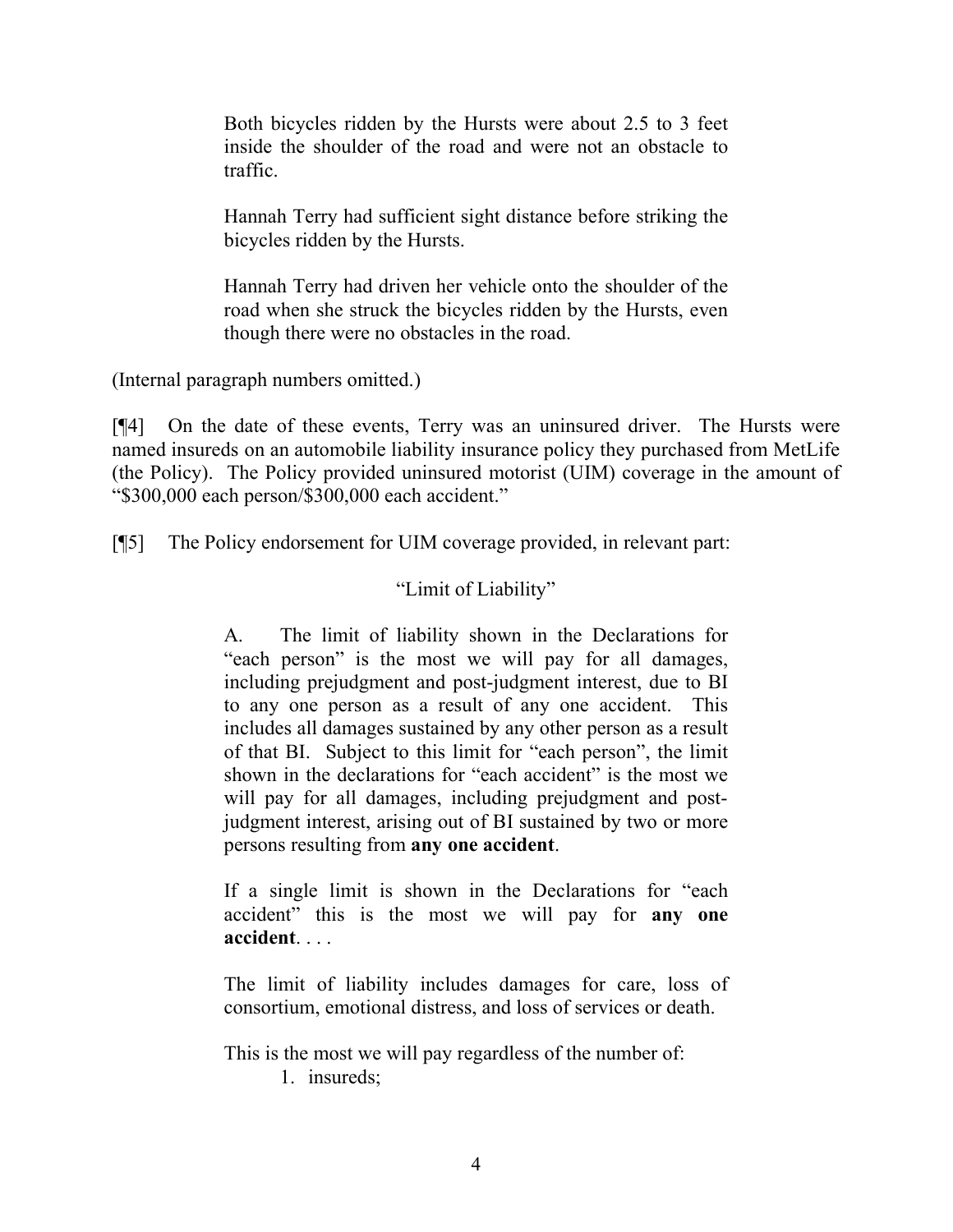> Both bicycles ridden by the Hursts were about 2.5 to 3 feet inside the shoulder of the road and were not an obstacle to traffic.
>
> Hannah Terry had sufficient sight distance before striking the bicycles ridden by the Hursts.
>
> Hannah Terry had driven her vehicle onto the shoulder of the road when she struck the bicycles ridden by the Hursts, even though there were no obstacles in the road.

(Internal paragraph numbers omitted.)

[¶4] On the date of these events, Terry was an uninsured driver. The Hursts were named insureds on an automobile liability insurance policy they purchased from MetLife (the Policy). The Policy provided uninsured motorist (UIM) coverage in the amount of "$300,000 each person/$300,000 each accident."

[¶5] The Policy endorsement for UIM coverage provided, in relevant part:

> "Limit of Liability"
>
> A. The limit of liability shown in the Declarations for "each person" is the most we will pay for all damages, including prejudgment and post-judgment interest, due to BI to any one person as a result of any one accident. This includes all damages sustained by any other person as a result of that BI. Subject to this limit for "each person", the limit shown in the declarations for "each accident" is the most we will pay for all damages, including prejudgment and post-judgment interest, arising out of BI sustained by two or more persons resulting from **any one accident**.
>
> If a single limit is shown in the Declarations for "each accident" this is the most we will pay for **any one accident**. . . .
>
> The limit of liability includes damages for care, loss of consortium, emotional distress, and loss of services or death.
>
> This is the most we will pay regardless of the number of:
>
> 1. insureds;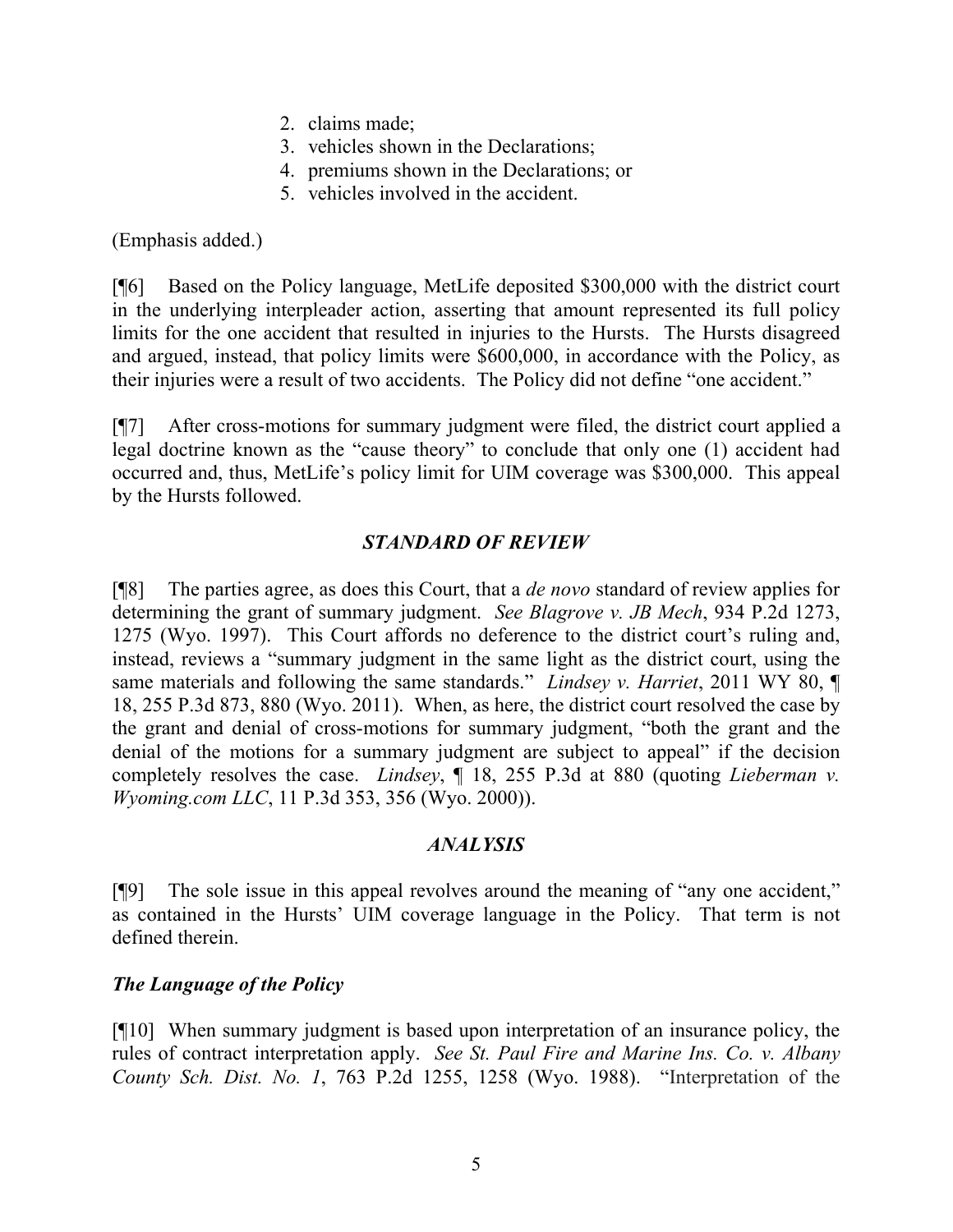2. claims made;
3. vehicles shown in the Declarations;
4. premiums shown in the Declarations; or
5. vehicles involved in the accident.

(Emphasis added.)

[¶6] Based on the Policy language, MetLife deposited $300,000 with the district court in the underlying interpleader action, asserting that amount represented its full policy limits for the one accident that resulted in injuries to the Hursts. The Hursts disagreed and argued, instead, that policy limits were $600,000, in accordance with the Policy, as their injuries were a result of two accidents. The Policy did not define "one accident."

[¶7] After cross-motions for summary judgment were filed, the district court applied a legal doctrine known as the "cause theory" to conclude that only one (1) accident had occurred and, thus, MetLife's policy limit for UIM coverage was $300,000. This appeal by the Hursts followed.

## *STANDARD OF REVIEW*

[¶8] The parties agree, as does this Court, that a *de novo* standard of review applies for determining the grant of summary judgment. *See Blagrove v. JB Mech*, 934 P.2d 1273, 1275 (Wyo. 1997). This Court affords no deference to the district court's ruling and, instead, reviews a "summary judgment in the same light as the district court, using the same materials and following the same standards." *Lindsey v. Harriet*, 2011 WY 80, ¶ 18, 255 P.3d 873, 880 (Wyo. 2011). When, as here, the district court resolved the case by the grant and denial of cross-motions for summary judgment, "both the grant and the denial of the motions for a summary judgment are subject to appeal" if the decision completely resolves the case. *Lindsey*, ¶ 18, 255 P.3d at 880 (quoting *Lieberman v. Wyoming.com LLC*, 11 P.3d 353, 356 (Wyo. 2000)).

## *ANALYSIS*

[¶9] The sole issue in this appeal revolves around the meaning of "any one accident," as contained in the Hursts' UIM coverage language in the Policy. That term is not defined therein.

### *The Language of the Policy*

[¶10] When summary judgment is based upon interpretation of an insurance policy, the rules of contract interpretation apply. *See St. Paul Fire and Marine Ins. Co. v. Albany County Sch. Dist. No. 1*, 763 P.2d 1255, 1258 (Wyo. 1988). "Interpretation of the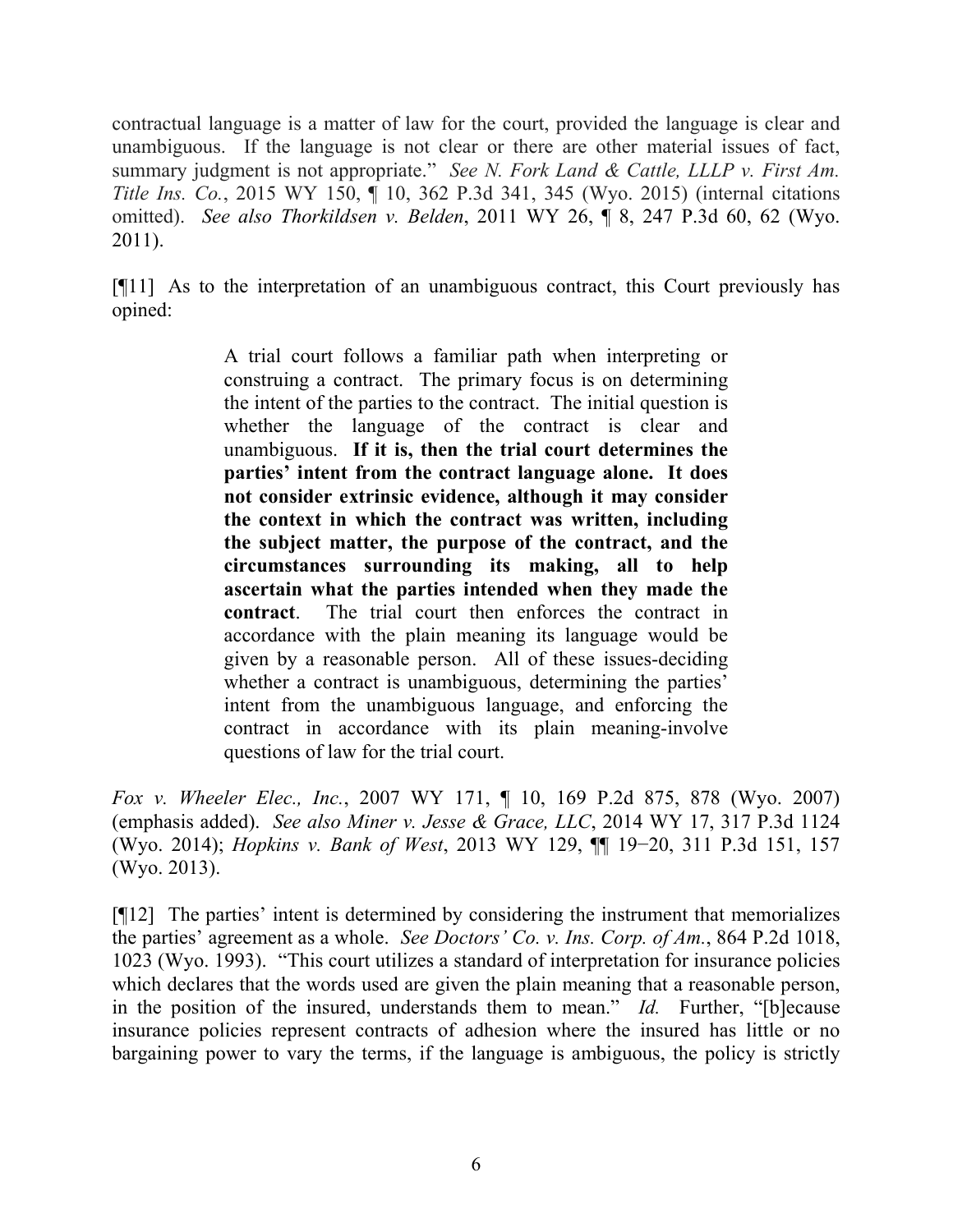contractual language is a matter of law for the court, provided the language is clear and unambiguous. If the language is not clear or there are other material issues of fact, summary judgment is not appropriate." *See N. Fork Land & Cattle, LLLP v. First Am. Title Ins. Co.*, 2015 WY 150, ¶ 10, 362 P.3d 341, 345 (Wyo. 2015) (internal citations omitted). *See also Thorkildsen v. Belden*, 2011 WY 26, ¶ 8, 247 P.3d 60, 62 (Wyo. 2011).

[¶11] As to the interpretation of an unambiguous contract, this Court previously has opined:

> A trial court follows a familiar path when interpreting or construing a contract. The primary focus is on determining the intent of the parties to the contract. The initial question is whether the language of the contract is clear and unambiguous. **If it is, then the trial court determines the parties' intent from the contract language alone. It does not consider extrinsic evidence, although it may consider the context in which the contract was written, including the subject matter, the purpose of the contract, and the circumstances surrounding its making, all to help ascertain what the parties intended when they made the contract**. The trial court then enforces the contract in accordance with the plain meaning its language would be given by a reasonable person. All of these issues-deciding whether a contract is unambiguous, determining the parties' intent from the unambiguous language, and enforcing the contract in accordance with its plain meaning-involve questions of law for the trial court.

*Fox v. Wheeler Elec., Inc.*, 2007 WY 171, ¶ 10, 169 P.2d 875, 878 (Wyo. 2007) (emphasis added). *See also Miner v. Jesse & Grace, LLC*, 2014 WY 17, 317 P.3d 1124 (Wyo. 2014); *Hopkins v. Bank of West*, 2013 WY 129, ¶¶ 19−20, 311 P.3d 151, 157 (Wyo. 2013).

[¶12] The parties' intent is determined by considering the instrument that memorializes the parties' agreement as a whole. *See Doctors' Co. v. Ins. Corp. of Am.*, 864 P.2d 1018, 1023 (Wyo. 1993). "This court utilizes a standard of interpretation for insurance policies which declares that the words used are given the plain meaning that a reasonable person, in the position of the insured, understands them to mean." *Id.* Further, "[b]ecause insurance policies represent contracts of adhesion where the insured has little or no bargaining power to vary the terms, if the language is ambiguous, the policy is strictly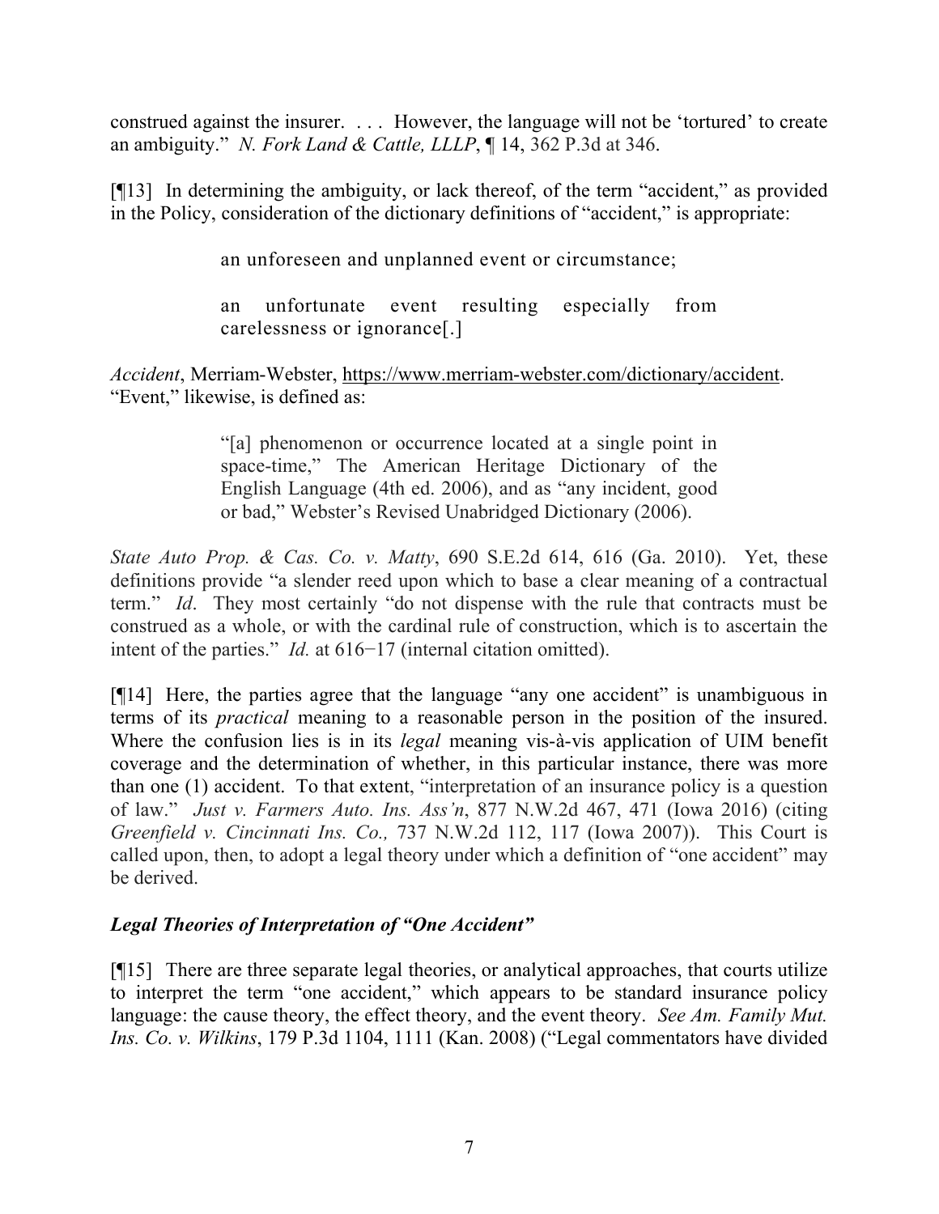construed against the insurer. . . . However, the language will not be 'tortured' to create an ambiguity." *N. Fork Land & Cattle, LLLP*, ¶ 14, 362 P.3d at 346.

[¶13] In determining the ambiguity, or lack thereof, of the term "accident," as provided in the Policy, consideration of the dictionary definitions of "accident," is appropriate:

> an unforeseen and unplanned event or circumstance;
>
> an unfortunate event resulting especially from carelessness or ignorance[.]

*Accident*, Merriam-Webster, https://www.merriam-webster.com/dictionary/accident. "Event," likewise, is defined as:

> "[a] phenomenon or occurrence located at a single point in space-time," The American Heritage Dictionary of the English Language (4th ed. 2006), and as "any incident, good or bad," Webster's Revised Unabridged Dictionary (2006).

*State Auto Prop. & Cas. Co. v. Matty*, 690 S.E.2d 614, 616 (Ga. 2010). Yet, these definitions provide "a slender reed upon which to base a clear meaning of a contractual term." *Id*. They most certainly "do not dispense with the rule that contracts must be construed as a whole, or with the cardinal rule of construction, which is to ascertain the intent of the parties." *Id.* at 616−17 (internal citation omitted).

[¶14] Here, the parties agree that the language "any one accident" is unambiguous in terms of its *practical* meaning to a reasonable person in the position of the insured. Where the confusion lies is in its *legal* meaning vis-à-vis application of UIM benefit coverage and the determination of whether, in this particular instance, there was more than one (1) accident. To that extent, "interpretation of an insurance policy is a question of law." *Just v. Farmers Auto. Ins. Ass'n*, 877 N.W.2d 467, 471 (Iowa 2016) (citing *Greenfield v. Cincinnati Ins. Co.,* 737 N.W.2d 112, 117 (Iowa 2007)). This Court is called upon, then, to adopt a legal theory under which a definition of "one accident" may be derived.

### *Legal Theories of Interpretation of "One Accident"*

[¶15] There are three separate legal theories, or analytical approaches, that courts utilize to interpret the term "one accident," which appears to be standard insurance policy language: the cause theory, the effect theory, and the event theory. *See Am. Family Mut. Ins. Co. v. Wilkins*, 179 P.3d 1104, 1111 (Kan. 2008) ("Legal commentators have divided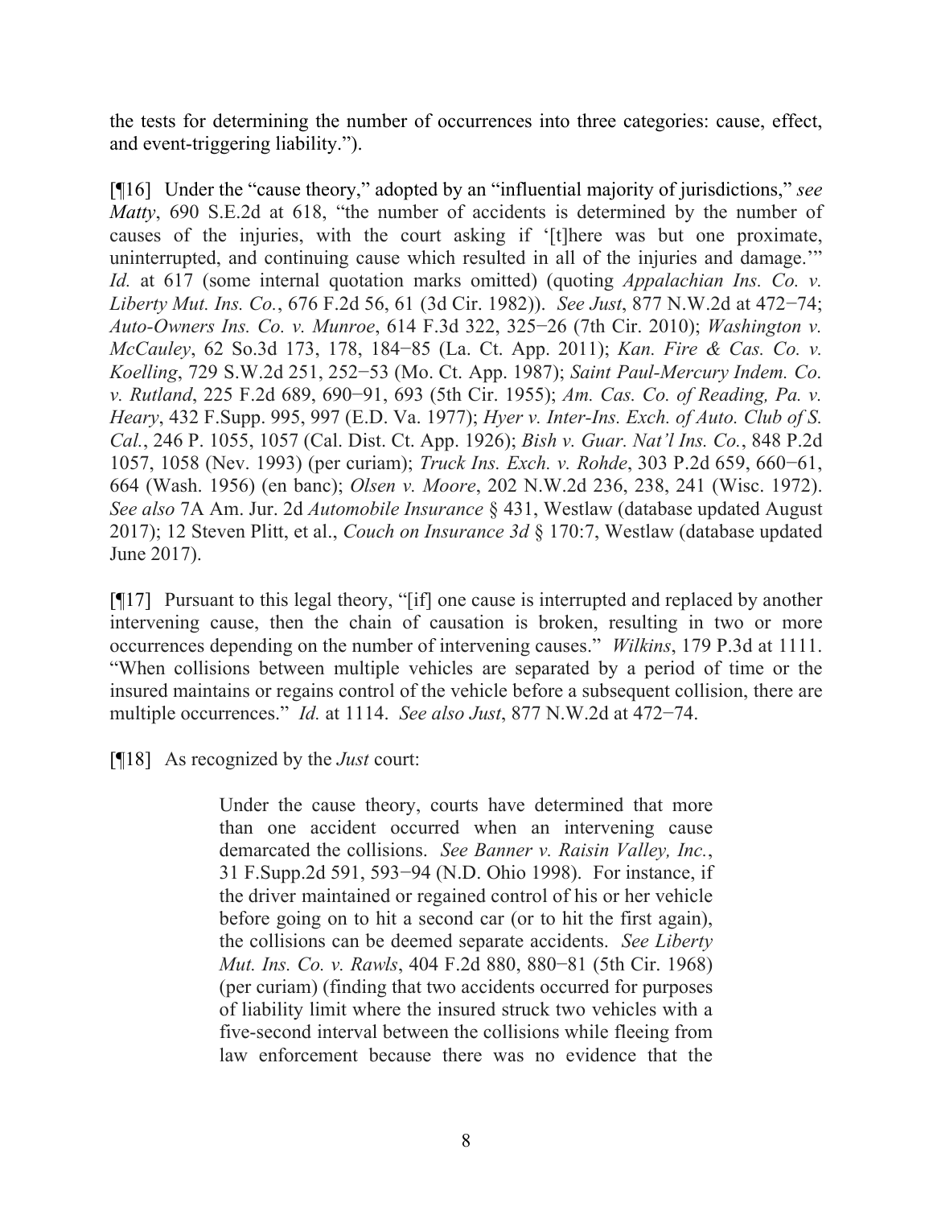the tests for determining the number of occurrences into three categories: cause, effect, and event-triggering liability.").

[¶16] Under the "cause theory," adopted by an "influential majority of jurisdictions," *see Matty*, 690 S.E.2d at 618, "the number of accidents is determined by the number of causes of the injuries, with the court asking if '[t]here was but one proximate, uninterrupted, and continuing cause which resulted in all of the injuries and damage.'" *Id.* at 617 (some internal quotation marks omitted) (quoting *Appalachian Ins. Co. v. Liberty Mut. Ins. Co.*, 676 F.2d 56, 61 (3d Cir. 1982)). *See Just*, 877 N.W.2d at 472−74; *Auto-Owners Ins. Co. v. Munroe*, 614 F.3d 322, 325−26 (7th Cir. 2010); *Washington v. McCauley*, 62 So.3d 173, 178, 184−85 (La. Ct. App. 2011); *Kan. Fire & Cas. Co. v. Koelling*, 729 S.W.2d 251, 252−53 (Mo. Ct. App. 1987); *Saint Paul-Mercury Indem. Co. v. Rutland*, 225 F.2d 689, 690−91, 693 (5th Cir. 1955); *Am. Cas. Co. of Reading, Pa. v. Heary*, 432 F.Supp. 995, 997 (E.D. Va. 1977); *Hyer v. Inter-Ins. Exch. of Auto. Club of S. Cal.*, 246 P. 1055, 1057 (Cal. Dist. Ct. App. 1926); *Bish v. Guar. Nat'l Ins. Co.*, 848 P.2d 1057, 1058 (Nev. 1993) (per curiam); *Truck Ins. Exch. v. Rohde*, 303 P.2d 659, 660−61, 664 (Wash. 1956) (en banc); *Olsen v. Moore*, 202 N.W.2d 236, 238, 241 (Wisc. 1972). *See also* 7A Am. Jur. 2d *Automobile Insurance* § 431, Westlaw (database updated August 2017); 12 Steven Plitt, et al., *Couch on Insurance 3d* § 170:7, Westlaw (database updated June 2017).

[¶17] Pursuant to this legal theory, "[if] one cause is interrupted and replaced by another intervening cause, then the chain of causation is broken, resulting in two or more occurrences depending on the number of intervening causes." *Wilkins*, 179 P.3d at 1111. "When collisions between multiple vehicles are separated by a period of time or the insured maintains or regains control of the vehicle before a subsequent collision, there are multiple occurrences." *Id.* at 1114. *See also Just*, 877 N.W.2d at 472−74.

[¶18] As recognized by the *Just* court:

> Under the cause theory, courts have determined that more than one accident occurred when an intervening cause demarcated the collisions. *See Banner v. Raisin Valley, Inc.*, 31 F.Supp.2d 591, 593−94 (N.D. Ohio 1998). For instance, if the driver maintained or regained control of his or her vehicle before going on to hit a second car (or to hit the first again), the collisions can be deemed separate accidents. *See Liberty Mut. Ins. Co. v. Rawls*, 404 F.2d 880, 880−81 (5th Cir. 1968) (per curiam) (finding that two accidents occurred for purposes of liability limit where the insured struck two vehicles with a five-second interval between the collisions while fleeing from law enforcement because there was no evidence that the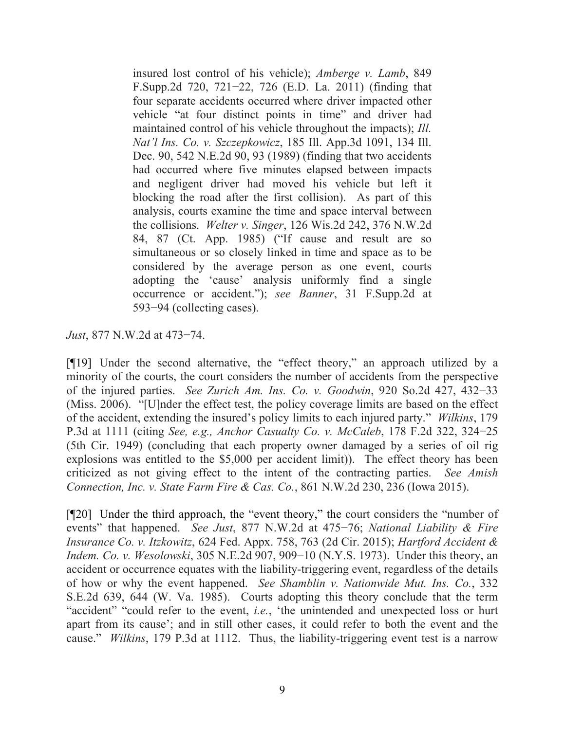> insured lost control of his vehicle); *Amberge v. Lamb*, 849 F.Supp.2d 720, 721−22, 726 (E.D. La. 2011) (finding that four separate accidents occurred where driver impacted other vehicle "at four distinct points in time" and driver had maintained control of his vehicle throughout the impacts); *Ill. Nat'l Ins. Co. v. Szczepkowicz*, 185 Ill. App.3d 1091, 134 Ill. Dec. 90, 542 N.E.2d 90, 93 (1989) (finding that two accidents had occurred where five minutes elapsed between impacts and negligent driver had moved his vehicle but left it blocking the road after the first collision). As part of this analysis, courts examine the time and space interval between the collisions. *Welter v. Singer*, 126 Wis.2d 242, 376 N.W.2d 84, 87 (Ct. App. 1985) ("If cause and result are so simultaneous or so closely linked in time and space as to be considered by the average person as one event, courts adopting the 'cause' analysis uniformly find a single occurrence or accident."); *see Banner*, 31 F.Supp.2d at 593−94 (collecting cases).

*Just*, 877 N.W.2d at 473−74.

[¶19] Under the second alternative, the "effect theory," an approach utilized by a minority of the courts, the court considers the number of accidents from the perspective of the injured parties. *See Zurich Am. Ins. Co. v. Goodwin*, 920 So.2d 427, 432−33 (Miss. 2006). "[U]nder the effect test, the policy coverage limits are based on the effect of the accident, extending the insured's policy limits to each injured party." *Wilkins*, 179 P.3d at 1111 (citing *See, e.g., Anchor Casualty Co. v. McCaleb*, 178 F.2d 322, 324−25 (5th Cir. 1949) (concluding that each property owner damaged by a series of oil rig explosions was entitled to the $5,000 per accident limit)). The effect theory has been criticized as not giving effect to the intent of the contracting parties. *See Amish Connection, Inc. v. State Farm Fire & Cas. Co.*, 861 N.W.2d 230, 236 (Iowa 2015).

[¶20] Under the third approach, the "event theory," the court considers the "number of events" that happened. *See Just*, 877 N.W.2d at 475−76; *National Liability & Fire Insurance Co. v. Itzkowitz*, 624 Fed. Appx. 758, 763 (2d Cir. 2015); *Hartford Accident & Indem. Co. v. Wesolowski*, 305 N.E.2d 907, 909−10 (N.Y.S. 1973). Under this theory, an accident or occurrence equates with the liability-triggering event, regardless of the details of how or why the event happened. *See Shamblin v. Nationwide Mut. Ins. Co.*, 332 S.E.2d 639, 644 (W. Va. 1985). Courts adopting this theory conclude that the term "accident" "could refer to the event, *i.e.*, 'the unintended and unexpected loss or hurt apart from its cause'; and in still other cases, it could refer to both the event and the cause." *Wilkins*, 179 P.3d at 1112. Thus, the liability-triggering event test is a narrow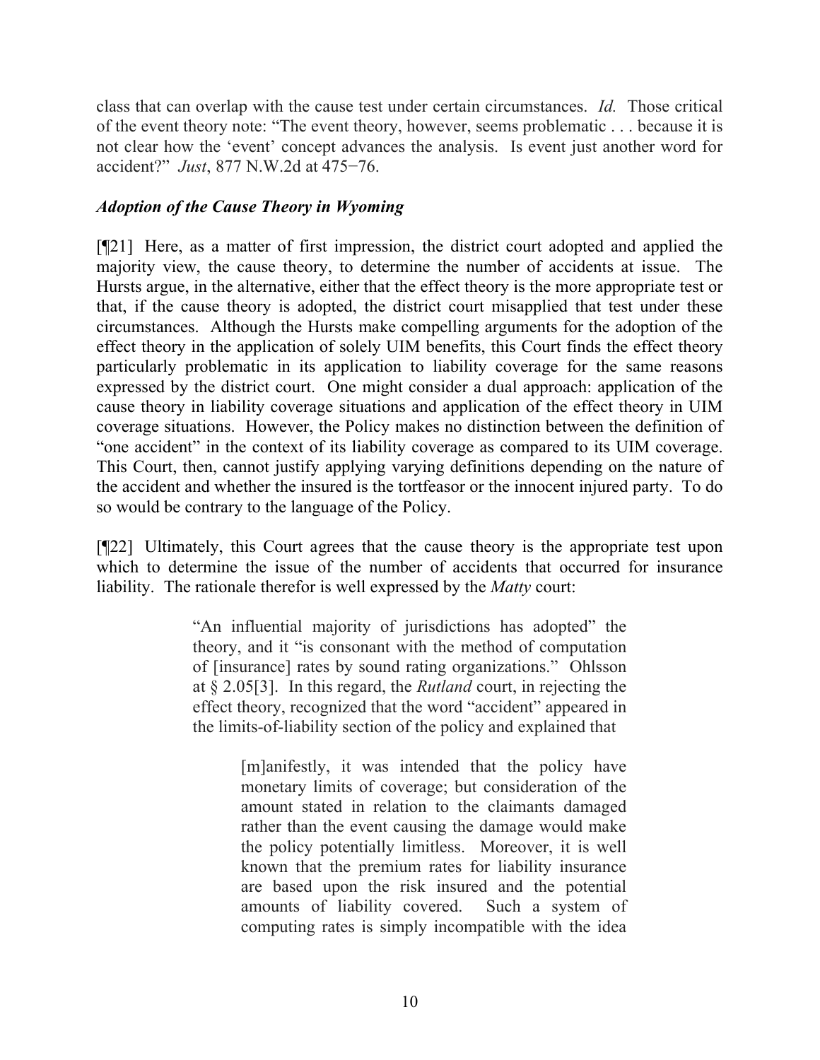class that can overlap with the cause test under certain circumstances. *Id.* Those critical of the event theory note: "The event theory, however, seems problematic . . . because it is not clear how the 'event' concept advances the analysis. Is event just another word for accident?" *Just*, 877 N.W.2d at 475−76.

### *Adoption of the Cause Theory in Wyoming*

[¶21] Here, as a matter of first impression, the district court adopted and applied the majority view, the cause theory, to determine the number of accidents at issue. The Hursts argue, in the alternative, either that the effect theory is the more appropriate test or that, if the cause theory is adopted, the district court misapplied that test under these circumstances. Although the Hursts make compelling arguments for the adoption of the effect theory in the application of solely UIM benefits, this Court finds the effect theory particularly problematic in its application to liability coverage for the same reasons expressed by the district court. One might consider a dual approach: application of the cause theory in liability coverage situations and application of the effect theory in UIM coverage situations. However, the Policy makes no distinction between the definition of "one accident" in the context of its liability coverage as compared to its UIM coverage. This Court, then, cannot justify applying varying definitions depending on the nature of the accident and whether the insured is the tortfeasor or the innocent injured party. To do so would be contrary to the language of the Policy.

[¶22] Ultimately, this Court agrees that the cause theory is the appropriate test upon which to determine the issue of the number of accidents that occurred for insurance liability. The rationale therefor is well expressed by the *Matty* court:

> "An influential majority of jurisdictions has adopted" the theory, and it "is consonant with the method of computation of [insurance] rates by sound rating organizations." Ohlsson at § 2.05[3]. In this regard, the *Rutland* court, in rejecting the effect theory, recognized that the word "accident" appeared in the limits-of-liability section of the policy and explained that
>
> > [m]anifestly, it was intended that the policy have monetary limits of coverage; but consideration of the amount stated in relation to the claimants damaged rather than the event causing the damage would make the policy potentially limitless. Moreover, it is well known that the premium rates for liability insurance are based upon the risk insured and the potential amounts of liability covered. Such a system of computing rates is simply incompatible with the idea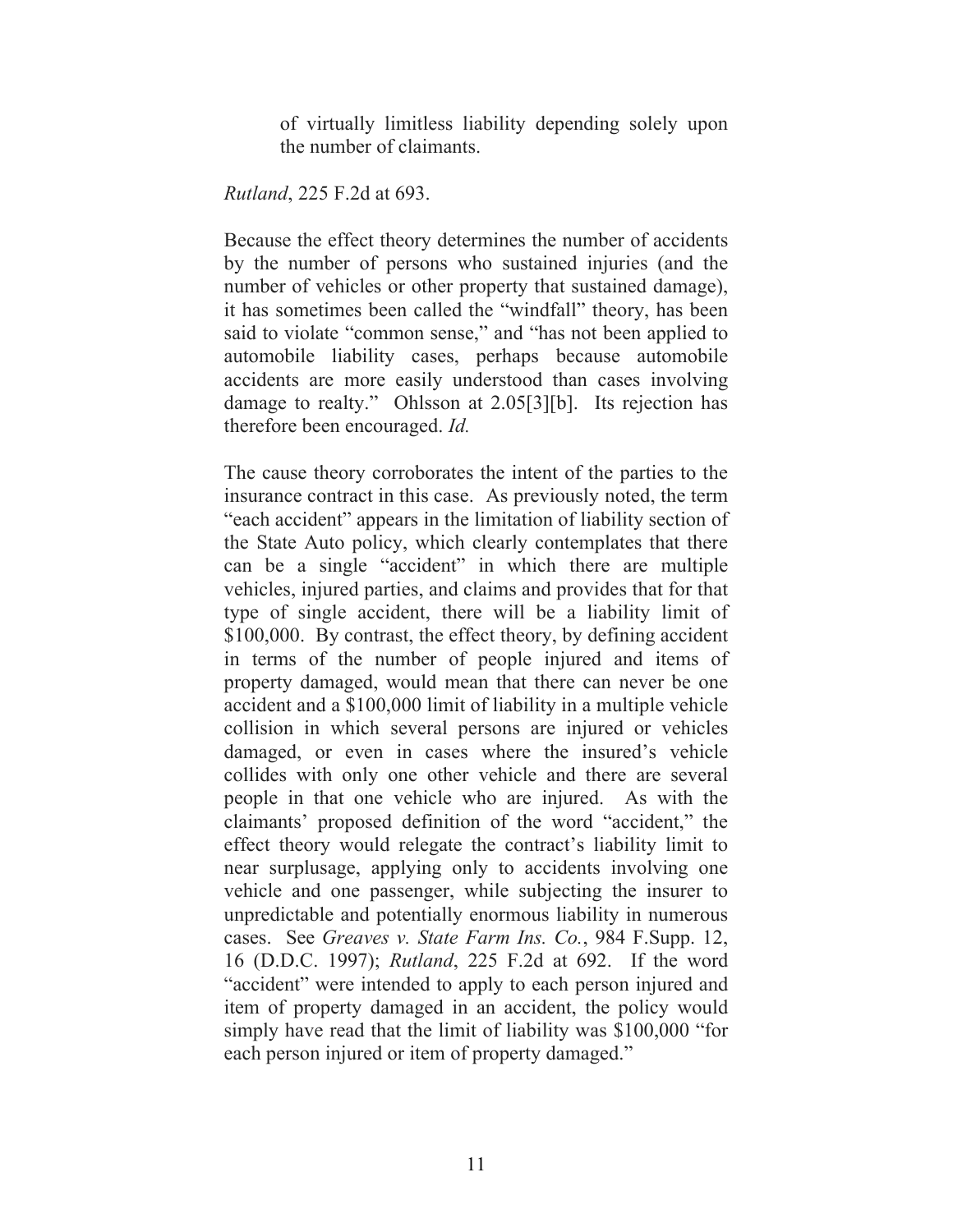> of virtually limitless liability depending solely upon the number of claimants.

*Rutland*, 225 F.2d at 693.

Because the effect theory determines the number of accidents by the number of persons who sustained injuries (and the number of vehicles or other property that sustained damage), it has sometimes been called the "windfall" theory, has been said to violate "common sense," and "has not been applied to automobile liability cases, perhaps because automobile accidents are more easily understood than cases involving damage to realty." Ohlsson at 2.05[3][b]. Its rejection has therefore been encouraged. *Id.*

The cause theory corroborates the intent of the parties to the insurance contract in this case. As previously noted, the term "each accident" appears in the limitation of liability section of the State Auto policy, which clearly contemplates that there can be a single "accident" in which there are multiple vehicles, injured parties, and claims and provides that for that type of single accident, there will be a liability limit of $100,000. By contrast, the effect theory, by defining accident in terms of the number of people injured and items of property damaged, would mean that there can never be one accident and a $100,000 limit of liability in a multiple vehicle collision in which several persons are injured or vehicles damaged, or even in cases where the insured's vehicle collides with only one other vehicle and there are several people in that one vehicle who are injured. As with the claimants' proposed definition of the word "accident," the effect theory would relegate the contract's liability limit to near surplusage, applying only to accidents involving one vehicle and one passenger, while subjecting the insurer to unpredictable and potentially enormous liability in numerous cases. See *Greaves v. State Farm Ins. Co.*, 984 F.Supp. 12, 16 (D.D.C. 1997); *Rutland*, 225 F.2d at 692. If the word "accident" were intended to apply to each person injured and item of property damaged in an accident, the policy would simply have read that the limit of liability was $100,000 "for each person injured or item of property damaged."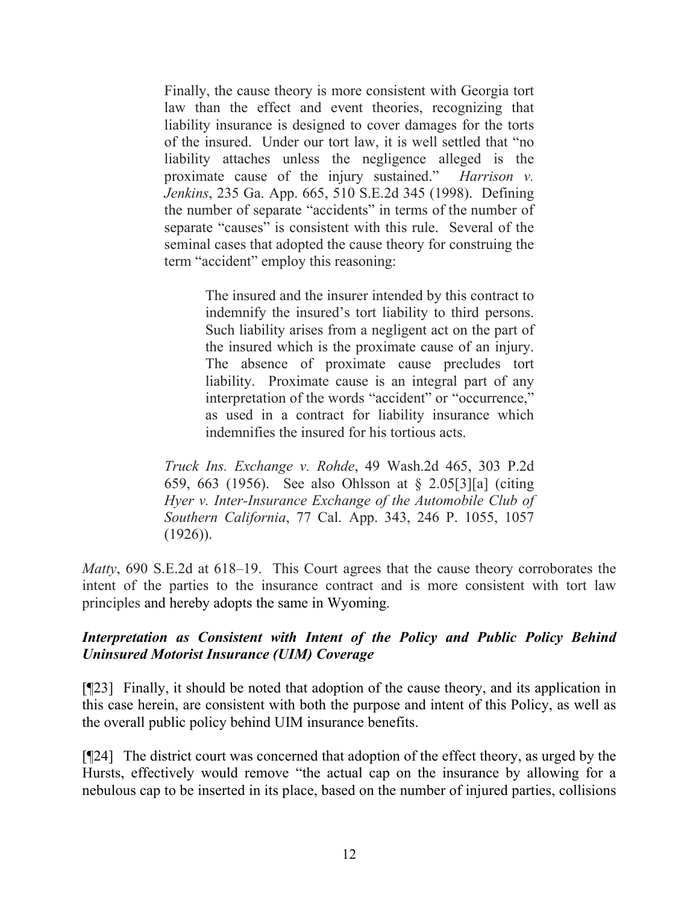> Finally, the cause theory is more consistent with Georgia tort law than the effect and event theories, recognizing that liability insurance is designed to cover damages for the torts of the insured. Under our tort law, it is well settled that "no liability attaches unless the negligence alleged is the proximate cause of the injury sustained." *Harrison v. Jenkins*, 235 Ga. App. 665, 510 S.E.2d 345 (1998). Defining the number of separate "accidents" in terms of the number of separate "causes" is consistent with this rule. Several of the seminal cases that adopted the cause theory for construing the term "accident" employ this reasoning:
>
> > The insured and the insurer intended by this contract to indemnify the insured's tort liability to third persons. Such liability arises from a negligent act on the part of the insured which is the proximate cause of an injury. The absence of proximate cause precludes tort liability. Proximate cause is an integral part of any interpretation of the words "accident" or "occurrence," as used in a contract for liability insurance which indemnifies the insured for his tortious acts.
>
> *Truck Ins. Exchange v. Rohde*, 49 Wash.2d 465, 303 P.2d 659, 663 (1956). See also Ohlsson at § 2.05[3][a] (citing *Hyer v. Inter-Insurance Exchange of the Automobile Club of Southern California*, 77 Cal. App. 343, 246 P. 1055, 1057 (1926)).

*Matty*, 690 S.E.2d at 618–19. This Court agrees that the cause theory corroborates the intent of the parties to the insurance contract and is more consistent with tort law principles and hereby adopts the same in Wyoming.

***Interpretation as Consistent with Intent of the Policy and Public Policy Behind Uninsured Motorist Insurance (UIM) Coverage***

[¶23] Finally, it should be noted that adoption of the cause theory, and its application in this case herein, are consistent with both the purpose and intent of this Policy, as well as the overall public policy behind UIM insurance benefits.

[¶24] The district court was concerned that adoption of the effect theory, as urged by the Hursts, effectively would remove "the actual cap on the insurance by allowing for a nebulous cap to be inserted in its place, based on the number of injured parties, collisions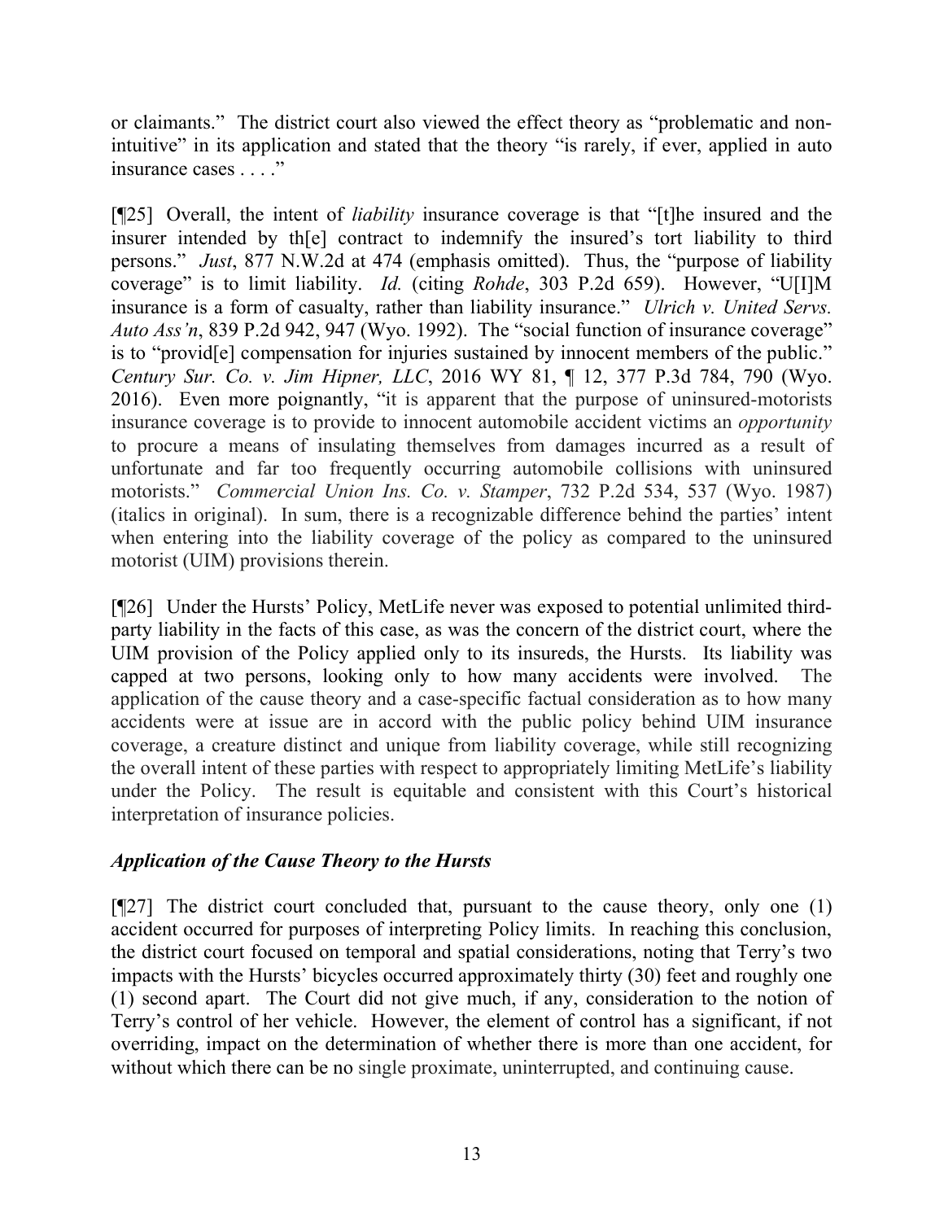or claimants." The district court also viewed the effect theory as "problematic and non-intuitive" in its application and stated that the theory "is rarely, if ever, applied in auto insurance cases . . . ."

[¶25] Overall, the intent of *liability* insurance coverage is that "[t]he insured and the insurer intended by th[e] contract to indemnify the insured's tort liability to third persons." *Just*, 877 N.W.2d at 474 (emphasis omitted). Thus, the "purpose of liability coverage" is to limit liability. *Id.* (citing *Rohde*, 303 P.2d 659). However, "U[I]M insurance is a form of casualty, rather than liability insurance." *Ulrich v. United Servs. Auto Ass'n*, 839 P.2d 942, 947 (Wyo. 1992). The "social function of insurance coverage" is to "provid[e] compensation for injuries sustained by innocent members of the public." *Century Sur. Co. v. Jim Hipner, LLC*, 2016 WY 81, ¶ 12, 377 P.3d 784, 790 (Wyo. 2016). Even more poignantly, "it is apparent that the purpose of uninsured-motorists insurance coverage is to provide to innocent automobile accident victims an *opportunity* to procure a means of insulating themselves from damages incurred as a result of unfortunate and far too frequently occurring automobile collisions with uninsured motorists." *Commercial Union Ins. Co. v. Stamper*, 732 P.2d 534, 537 (Wyo. 1987) (italics in original). In sum, there is a recognizable difference behind the parties' intent when entering into the liability coverage of the policy as compared to the uninsured motorist (UIM) provisions therein.

[¶26] Under the Hursts' Policy, MetLife never was exposed to potential unlimited third-party liability in the facts of this case, as was the concern of the district court, where the UIM provision of the Policy applied only to its insureds, the Hursts. Its liability was capped at two persons, looking only to how many accidents were involved. The application of the cause theory and a case-specific factual consideration as to how many accidents were at issue are in accord with the public policy behind UIM insurance coverage, a creature distinct and unique from liability coverage, while still recognizing the overall intent of these parties with respect to appropriately limiting MetLife's liability under the Policy. The result is equitable and consistent with this Court's historical interpretation of insurance policies.

### *Application of the Cause Theory to the Hursts*

[¶27] The district court concluded that, pursuant to the cause theory, only one (1) accident occurred for purposes of interpreting Policy limits. In reaching this conclusion, the district court focused on temporal and spatial considerations, noting that Terry's two impacts with the Hursts' bicycles occurred approximately thirty (30) feet and roughly one (1) second apart. The Court did not give much, if any, consideration to the notion of Terry's control of her vehicle. However, the element of control has a significant, if not overriding, impact on the determination of whether there is more than one accident, for without which there can be no single proximate, uninterrupted, and continuing cause.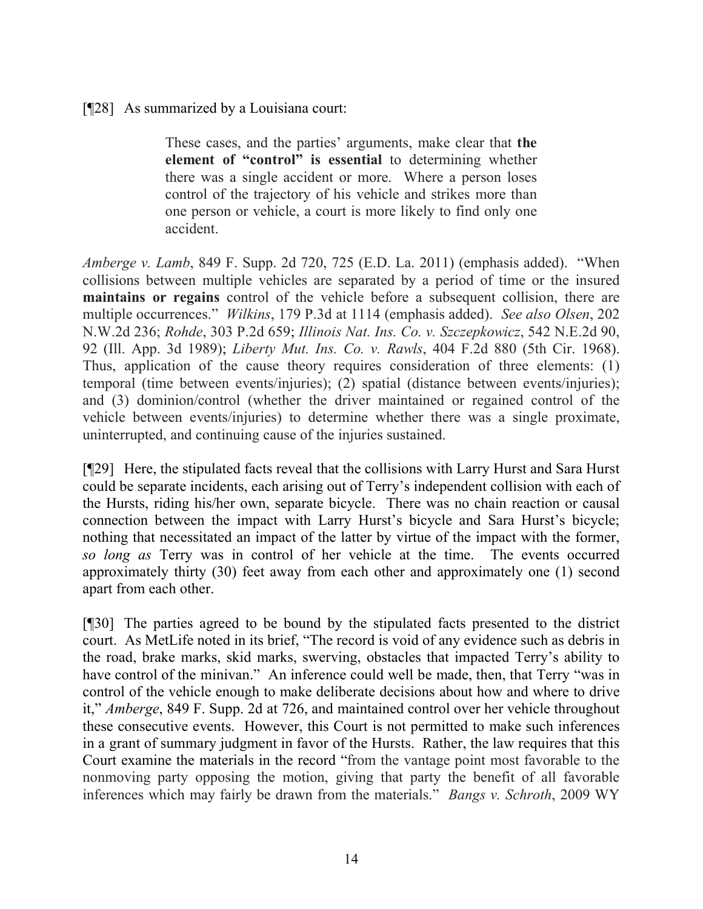[¶28] As summarized by a Louisiana court:

> These cases, and the parties' arguments, make clear that **the element of "control" is essential** to determining whether there was a single accident or more. Where a person loses control of the trajectory of his vehicle and strikes more than one person or vehicle, a court is more likely to find only one accident.

*Amberge v. Lamb*, 849 F. Supp. 2d 720, 725 (E.D. La. 2011) (emphasis added). "When collisions between multiple vehicles are separated by a period of time or the insured **maintains or regains** control of the vehicle before a subsequent collision, there are multiple occurrences." *Wilkins*, 179 P.3d at 1114 (emphasis added). *See also Olsen*, 202 N.W.2d 236; *Rohde*, 303 P.2d 659; *Illinois Nat. Ins. Co. v. Szczepkowicz*, 542 N.E.2d 90, 92 (Ill. App. 3d 1989); *Liberty Mut. Ins. Co. v. Rawls*, 404 F.2d 880 (5th Cir. 1968). Thus, application of the cause theory requires consideration of three elements: (1) temporal (time between events/injuries); (2) spatial (distance between events/injuries); and (3) dominion/control (whether the driver maintained or regained control of the vehicle between events/injuries) to determine whether there was a single proximate, uninterrupted, and continuing cause of the injuries sustained.

[¶29] Here, the stipulated facts reveal that the collisions with Larry Hurst and Sara Hurst could be separate incidents, each arising out of Terry's independent collision with each of the Hursts, riding his/her own, separate bicycle. There was no chain reaction or causal connection between the impact with Larry Hurst's bicycle and Sara Hurst's bicycle; nothing that necessitated an impact of the latter by virtue of the impact with the former, *so long as* Terry was in control of her vehicle at the time. The events occurred approximately thirty (30) feet away from each other and approximately one (1) second apart from each other.

[¶30] The parties agreed to be bound by the stipulated facts presented to the district court. As MetLife noted in its brief, "The record is void of any evidence such as debris in the road, brake marks, skid marks, swerving, obstacles that impacted Terry's ability to have control of the minivan." An inference could well be made, then, that Terry "was in control of the vehicle enough to make deliberate decisions about how and where to drive it," *Amberge*, 849 F. Supp. 2d at 726, and maintained control over her vehicle throughout these consecutive events. However, this Court is not permitted to make such inferences in a grant of summary judgment in favor of the Hursts. Rather, the law requires that this Court examine the materials in the record "from the vantage point most favorable to the nonmoving party opposing the motion, giving that party the benefit of all favorable inferences which may fairly be drawn from the materials." *Bangs v. Schroth*, 2009 WY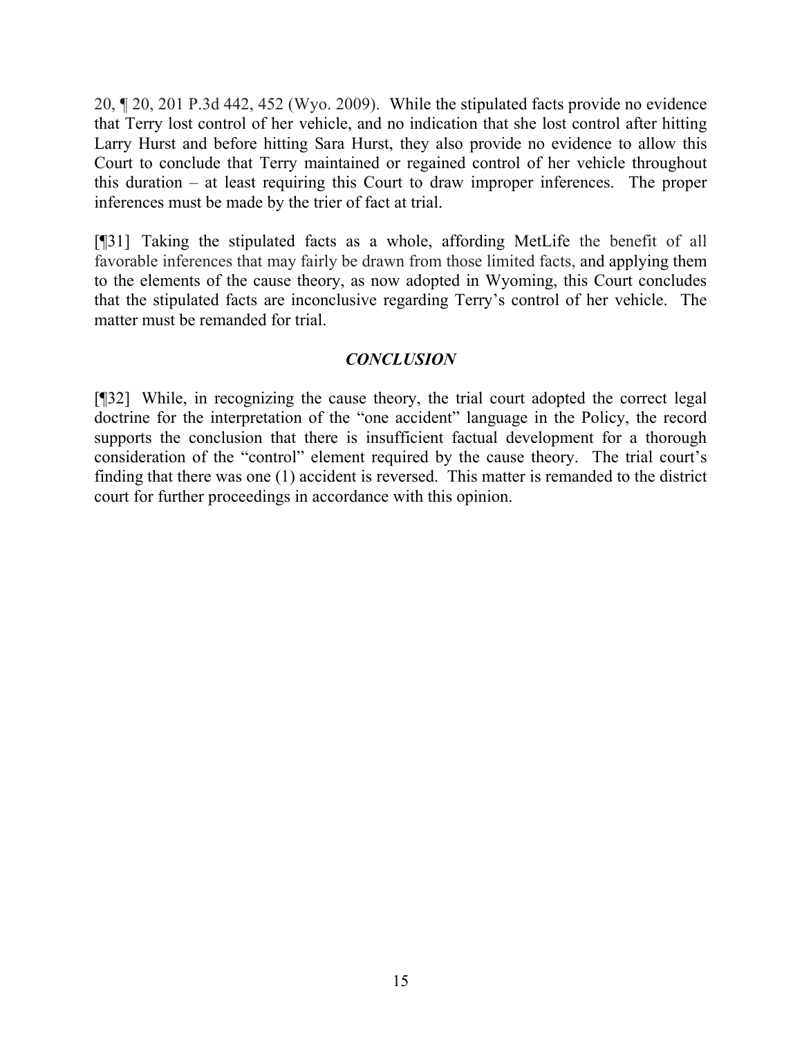20, ¶ 20, 201 P.3d 442, 452 (Wyo. 2009). While the stipulated facts provide no evidence that Terry lost control of her vehicle, and no indication that she lost control after hitting Larry Hurst and before hitting Sara Hurst, they also provide no evidence to allow this Court to conclude that Terry maintained or regained control of her vehicle throughout this duration – at least requiring this Court to draw improper inferences. The proper inferences must be made by the trier of fact at trial.

[¶31] Taking the stipulated facts as a whole, affording MetLife the benefit of all favorable inferences that may fairly be drawn from those limited facts, and applying them to the elements of the cause theory, as now adopted in Wyoming, this Court concludes that the stipulated facts are inconclusive regarding Terry's control of her vehicle. The matter must be remanded for trial.

## ***CONCLUSION***

[¶32] While, in recognizing the cause theory, the trial court adopted the correct legal doctrine for the interpretation of the "one accident" language in the Policy, the record supports the conclusion that there is insufficient factual development for a thorough consideration of the "control" element required by the cause theory. The trial court's finding that there was one (1) accident is reversed. This matter is remanded to the district court for further proceedings in accordance with this opinion.